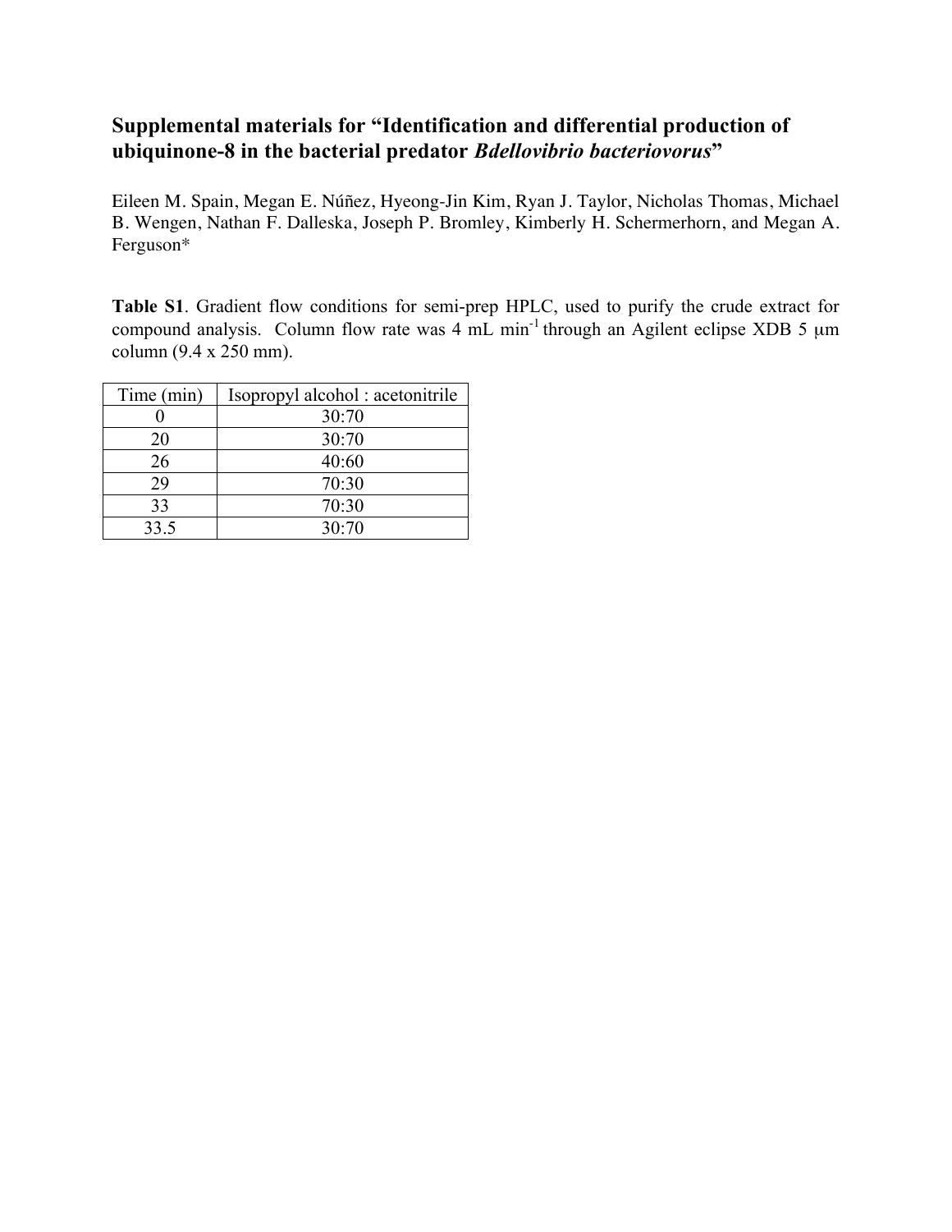## Supplemental materials for "Identification and differential production of ubiquinone-8 in the bacterial predator *Bdellovibrio bacteriovorus*"

Eileen M. Spain, Megan E. Núñez, Hyeong-Jin Kim, Ryan J. Taylor, Nicholas Thomas, Michael B. Wengen, Nathan F. Dalleska, Joseph P. Bromley, Kimberly H. Schermerhorn, and Megan A. Ferguson*

**Table S1**. Gradient flow conditions for semi-prep HPLC, used to purify the crude extract for compound analysis. Column flow rate was 4 mL $min^{-1}$ through an Agilent eclipse XDB 5 μm column (9.4 x 250 mm).

| Time (min) | Isopropyl alcohol : acetonitrile |
|---|---|
| 0 | 30:70 |
| 20 | 30:70 |
| 26 | 40:60 |
| 29 | 70:30 |
| 33 | 70:30 |
| 33.5 | 30:70 |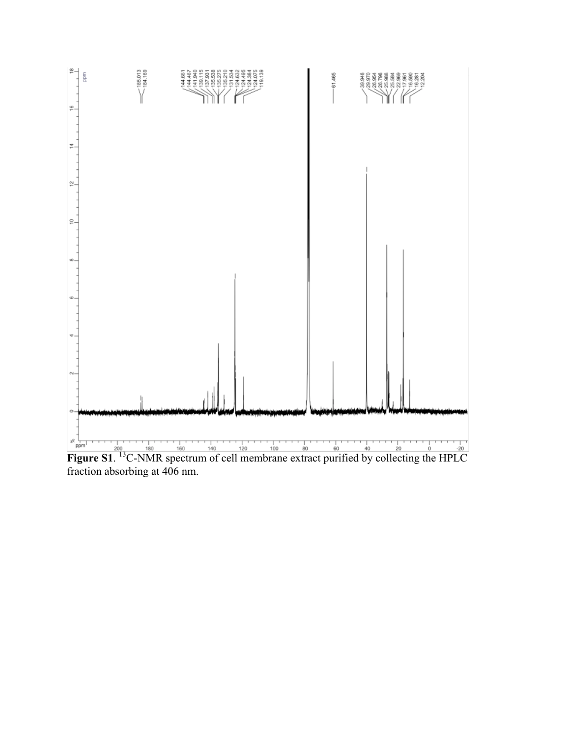**Figure S1**. $^{13}$C-NMR spectrum of cell membrane extract purified by collecting the HPLC fraction absorbing at 406 nm.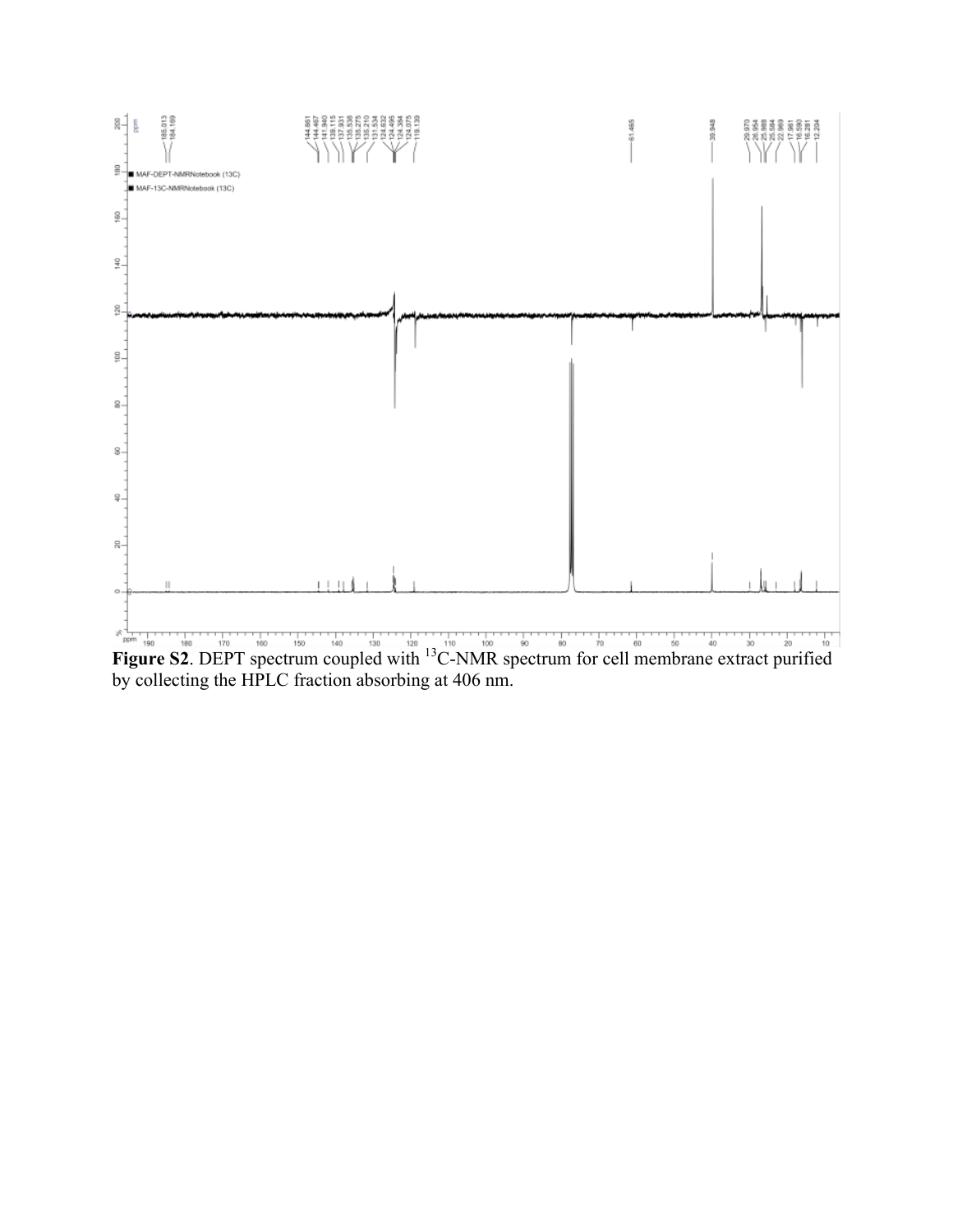**Figure S2**. DEPT spectrum coupled with $^{13}$C-NMR spectrum for cell membrane extract purified by collecting the HPLC fraction absorbing at 406 nm.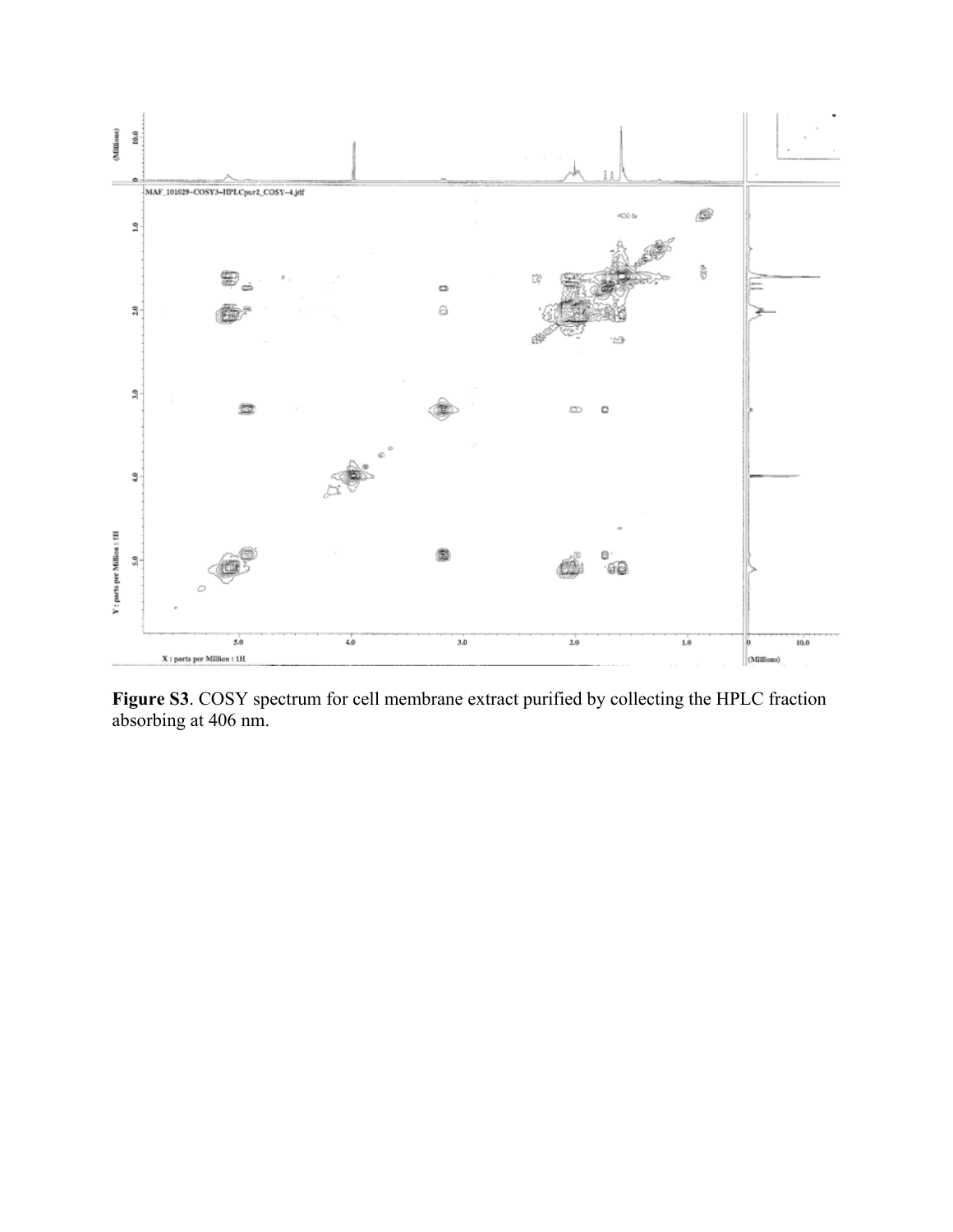**Figure S3**. COSY spectrum for cell membrane extract purified by collecting the HPLC fraction absorbing at 406 nm.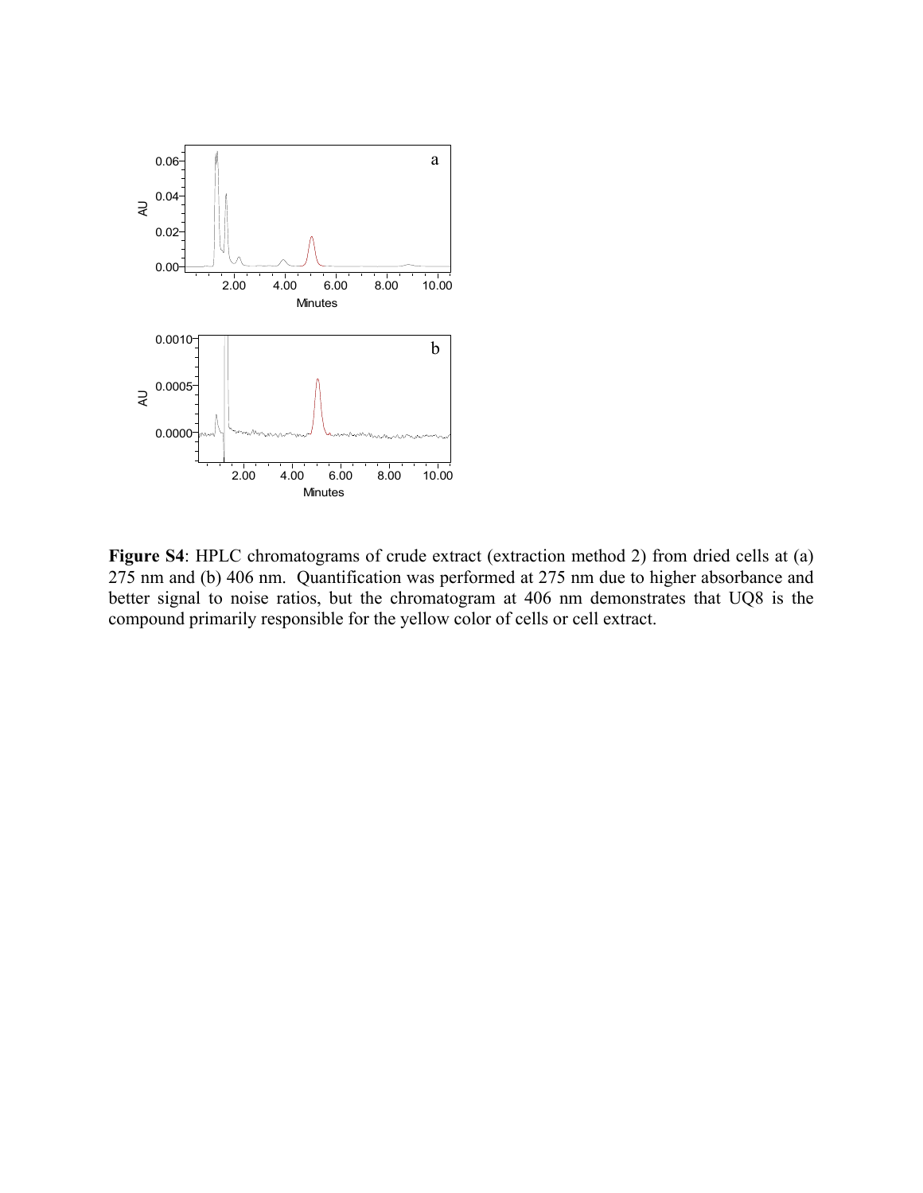**Figure S4**: HPLC chromatograms of crude extract (extraction method 2) from dried cells at (a) 275 nm and (b) 406 nm. Quantification was performed at 275 nm due to higher absorbance and better signal to noise ratios, but the chromatogram at 406 nm demonstrates that UQ8 is the compound primarily responsible for the yellow color of cells or cell extract.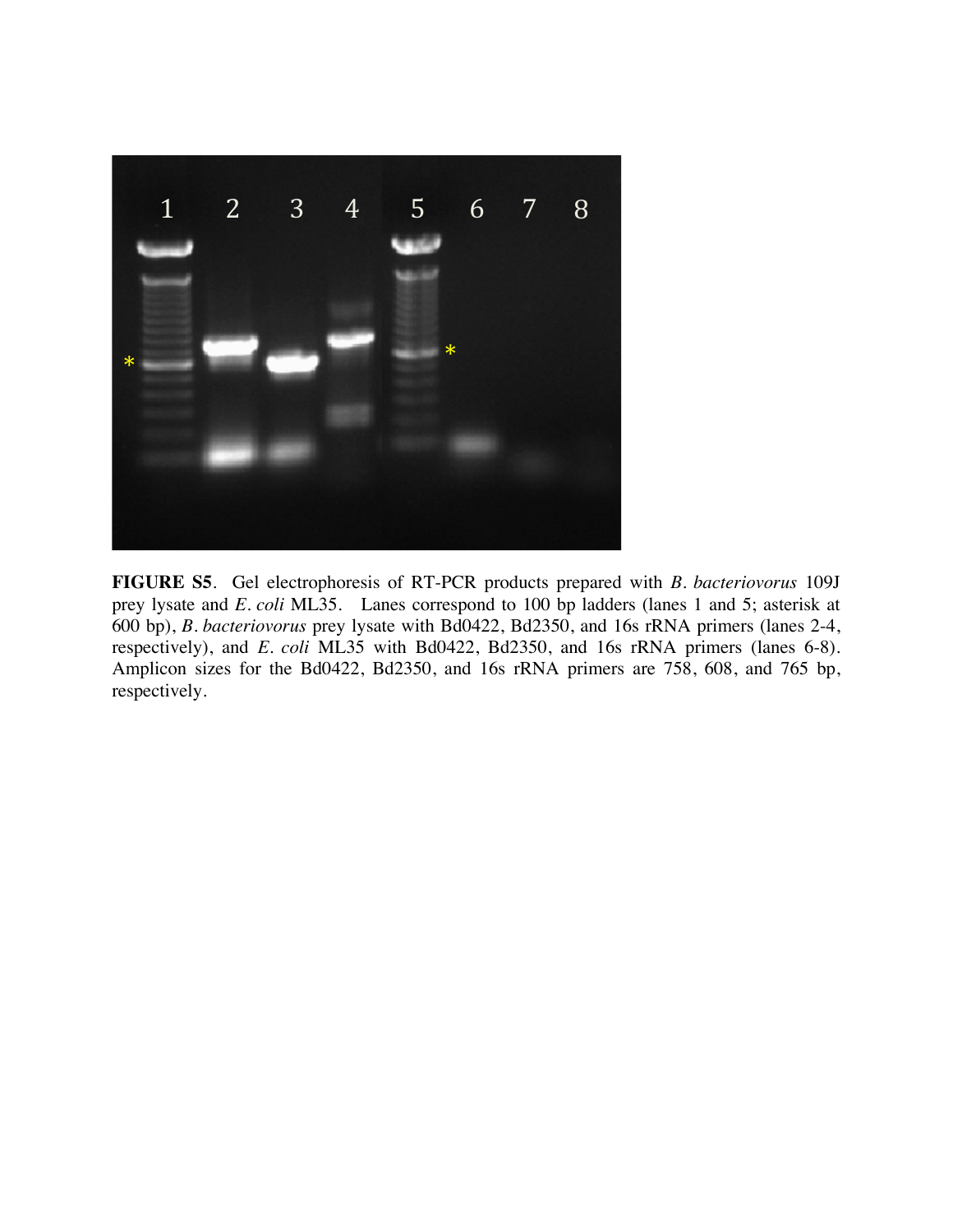**FIGURE S5**. Gel electrophoresis of RT-PCR products prepared with *B. bacteriovorus* 109J prey lysate and *E. coli* ML35. Lanes correspond to 100 bp ladders (lanes 1 and 5; asterisk at 600 bp), *B. bacteriovorus* prey lysate with Bd0422, Bd2350, and 16s rRNA primers (lanes 2-4, respectively), and *E. coli* ML35 with Bd0422, Bd2350, and 16s rRNA primers (lanes 6-8). Amplicon sizes for the Bd0422, Bd2350, and 16s rRNA primers are 758, 608, and 765 bp, respectively.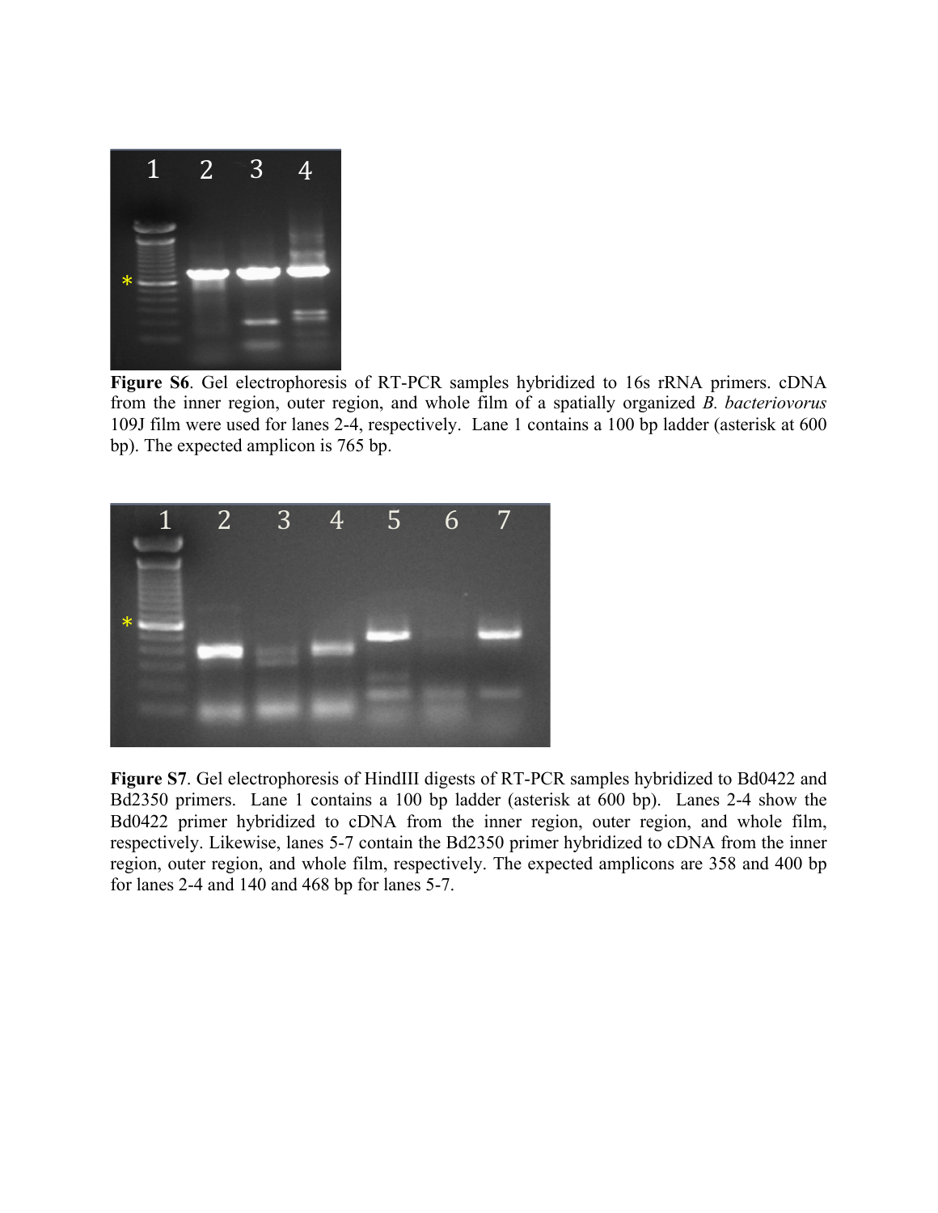**Figure S6**. Gel electrophoresis of RT-PCR samples hybridized to 16s rRNA primers. cDNA from the inner region, outer region, and whole film of a spatially organized *B. bacteriovorus* 109J film were used for lanes 2-4, respectively. Lane 1 contains a 100 bp ladder (asterisk at 600 bp). The expected amplicon is 765 bp.

**Figure S7**. Gel electrophoresis of HindIII digests of RT-PCR samples hybridized to Bd0422 and Bd2350 primers. Lane 1 contains a 100 bp ladder (asterisk at 600 bp). Lanes 2-4 show the Bd0422 primer hybridized to cDNA from the inner region, outer region, and whole film, respectively. Likewise, lanes 5-7 contain the Bd2350 primer hybridized to cDNA from the inner region, outer region, and whole film, respectively. The expected amplicons are 358 and 400 bp for lanes 2-4 and 140 and 468 bp for lanes 5-7.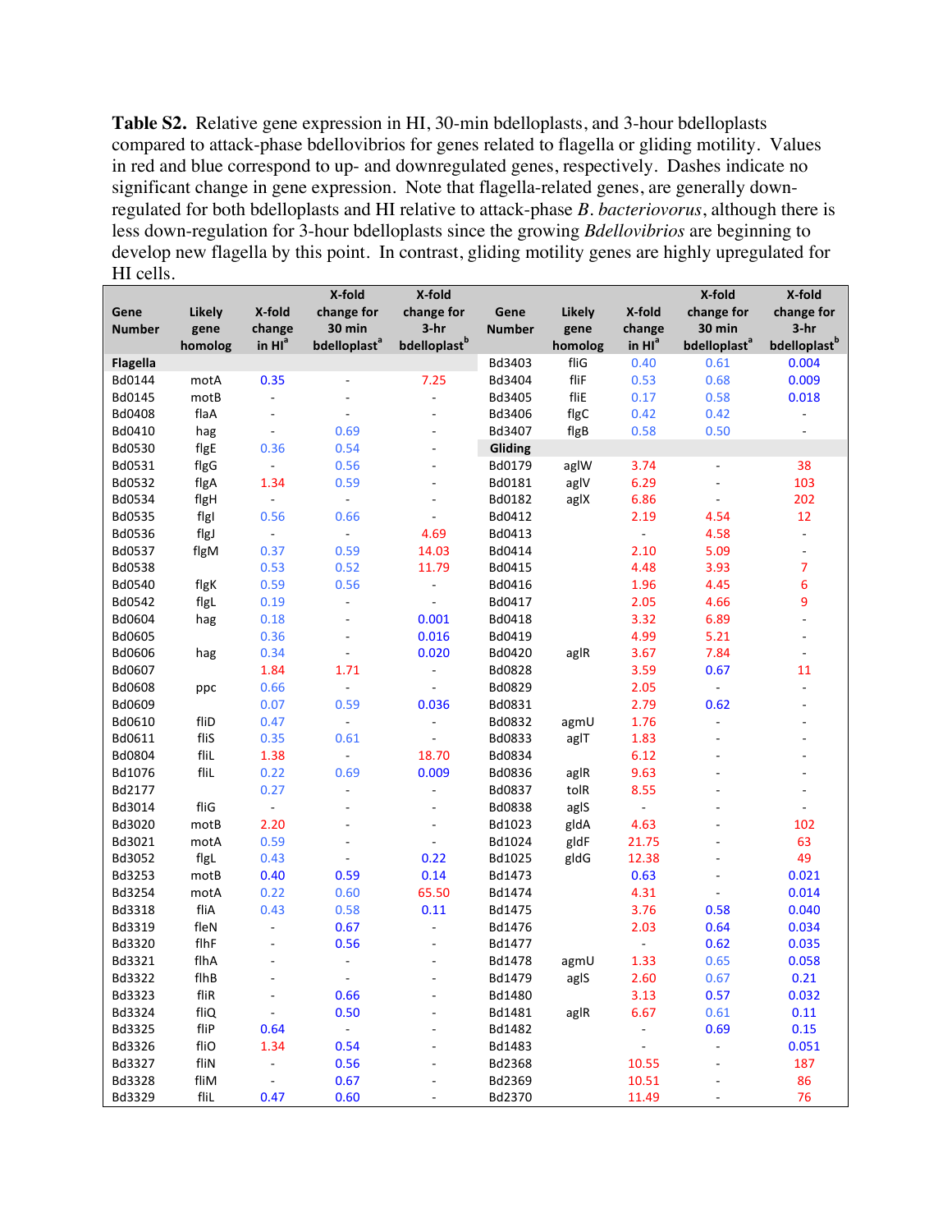**Table S2.** Relative gene expression in HI, 30-min bdelloplasts, and 3-hour bdelloplasts compared to attack-phase bdellovibrios for genes related to flagella or gliding motility. Values in red and blue correspond to up- and downregulated genes, respectively. Dashes indicate no significant change in gene expression. Note that flagella-related genes, are generally down-regulated for both bdelloplasts and HI relative to attack-phase *B. bacteriovorus*, although there is less down-regulation for 3-hour bdelloplasts since the growing *Bdellovibrios* are beginning to develop new flagella by this point. In contrast, gliding motility genes are highly upregulated for HI cells.

| Gene Number | Likely gene homolog | X-fold change in HI[a] | X-fold change for 30 min bdelloplast[a] | X-fold change for 3-hr bdelloplast[b] |
|---|---|---|---|---|
| **Flagella** | | | | |
| Bd0144 | motA | 0.35 | - | 7.25 |
| Bd0145 | motB | - | - | - |
| Bd0408 | flaA | - | - | - |
| Bd0410 | hag | - | 0.69 | - |
| Bd0530 | flgE | 0.36 | 0.54 | - |
| Bd0531 | flgG | - | 0.56 | - |
| Bd0532 | flgA | 1.34 | 0.59 | - |
| Bd0534 | flgH | - | - | - |
| Bd0535 | flgI | 0.56 | 0.66 | - |
| Bd0536 | flgJ | - | - | 4.69 |
| Bd0537 | flgM | 0.37 | 0.59 | 14.03 |
| Bd0538 | | 0.53 | 0.52 | 11.79 |
| Bd0540 | flgK | 0.59 | 0.56 | - |
| Bd0542 | flgL | 0.19 | - | - |
| Bd0604 | hag | 0.18 | - | 0.001 |
| Bd0605 | | 0.36 | - | 0.016 |
| Bd0606 | hag | 0.34 | - | 0.020 |
| Bd0607 | | 1.84 | 1.71 | - |
| Bd0608 | ppc | 0.66 | - | - |
| Bd0609 | | 0.07 | 0.59 | 0.036 |
| Bd0610 | fliD | 0.47 | - | - |
| Bd0611 | fliS | 0.35 | 0.61 | - |
| Bd0804 | fliL | 1.38 | - | 18.70 |
| Bd1076 | fliL | 0.22 | 0.69 | 0.009 |
| Bd2177 | | 0.27 | - | - |
| Bd3014 | fliG | - | - | - |
| Bd3020 | motB | 2.20 | - | - |
| Bd3021 | motA | 0.59 | - | - |
| Bd3052 | flgL | 0.43 | - | 0.22 |
| Bd3253 | motB | 0.40 | 0.59 | 0.14 |
| Bd3254 | motA | 0.22 | 0.60 | 65.50 |
| Bd3318 | fliA | 0.43 | 0.58 | 0.11 |
| Bd3319 | fleN | - | 0.67 | - |
| Bd3320 | flhF | - | 0.56 | - |
| Bd3321 | flhA | - | - | - |
| Bd3322 | flhB | - | - | - |
| Bd3323 | fliR | - | 0.66 | - |
| Bd3324 | fliQ | - | 0.50 | - |
| Bd3325 | fliP | 0.64 | - | - |
| Bd3326 | fliO | 1.34 | 0.54 | - |
| Bd3327 | fliN | - | 0.56 | - |
| Bd3328 | fliM | - | 0.67 | - |
| Bd3329 | fliL | 0.47 | 0.60 | - |
| Bd3403 | fliG | 0.40 | 0.61 | 0.004 |
| Bd3404 | fliF | 0.53 | 0.68 | 0.009 |
| Bd3405 | fliE | 0.17 | 0.58 | 0.018 |
| Bd3406 | flgC | 0.42 | 0.42 | - |
| Bd3407 | flgB | 0.58 | 0.50 | - |
| **Gliding** | | | | |
| Bd0179 | aglW | 3.74 | - | 38 |
| Bd0181 | aglV | 6.29 | - | 103 |
| Bd0182 | aglX | 6.86 | - | 202 |
| Bd0412 | | 2.19 | 4.54 | 12 |
| Bd0413 | | - | 4.58 | - |
| Bd0414 | | 2.10 | 5.09 | - |
| Bd0415 | | 4.48 | 3.93 | 7 |
| Bd0416 | | 1.96 | 4.45 | 6 |
| Bd0417 | | 2.05 | 4.66 | 9 |
| Bd0418 | | 3.32 | 6.89 | - |
| Bd0419 | | 4.99 | 5.21 | - |
| Bd0420 | aglR | 3.67 | 7.84 | - |
| Bd0828 | | 3.59 | 0.67 | 11 |
| Bd0829 | | 2.05 | - | - |
| Bd0831 | | 2.79 | 0.62 | - |
| Bd0832 | agmU | 1.76 | - | - |
| Bd0833 | aglT | 1.83 | - | - |
| Bd0834 | | 6.12 | - | - |
| Bd0836 | aglR | 9.63 | - | - |
| Bd0837 | tolR | 8.55 | - | - |
| Bd0838 | aglS | - | - | - |
| Bd1023 | gldA | 4.63 | - | 102 |
| Bd1024 | gldF | 21.75 | - | 63 |
| Bd1025 | gldG | 12.38 | - | 49 |
| Bd1473 | | 0.63 | - | 0.021 |
| Bd1474 | | 4.31 | - | 0.014 |
| Bd1475 | | 3.76 | 0.58 | 0.040 |
| Bd1476 | | 2.03 | 0.64 | 0.034 |
| Bd1477 | | - | 0.62 | 0.035 |
| Bd1478 | agmU | 1.33 | 0.65 | 0.058 |
| Bd1479 | aglS | 2.60 | 0.67 | 0.21 |
| Bd1480 | | 3.13 | 0.57 | 0.032 |
| Bd1481 | aglR | 6.67 | 0.61 | 0.11 |
| Bd1482 | | - | 0.69 | 0.15 |
| Bd1483 | | - | - | 0.051 |
| Bd2368 | | 10.55 | - | 187 |
| Bd2369 | | 10.51 | - | 86 |
| Bd2370 | | 11.49 | - | 76 |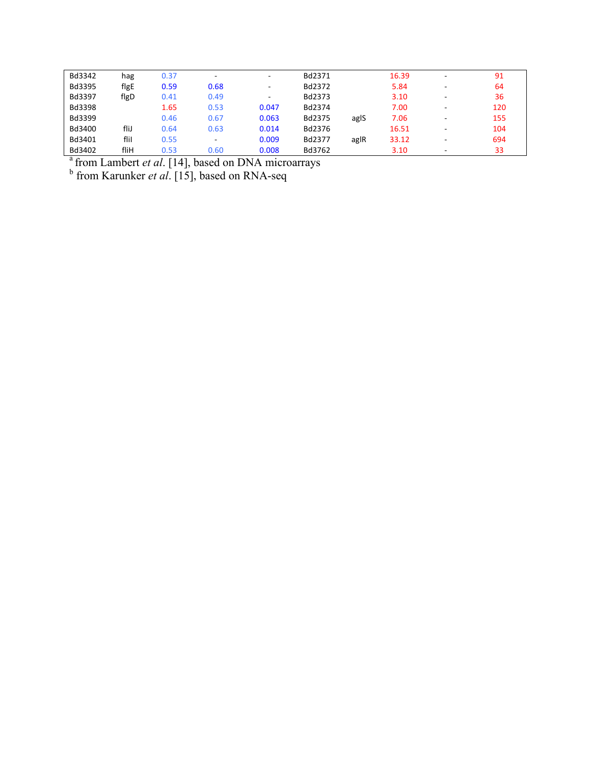| | | | | | | | | | |
|---|---|---|---|---|---|---|---|---|---|
| Bd3342 | hag | 0.37 | - | - | Bd2371 | | 16.39 | - | 91 |
| Bd3395 | flgE | 0.59 | 0.68 | - | Bd2372 | | 5.84 | - | 64 |
| Bd3397 | flgD | 0.41 | 0.49 | - | Bd2373 | | 3.10 | - | 36 |
| Bd3398 | | 1.65 | 0.53 | 0.047 | Bd2374 | | 7.00 | - | 120 |
| Bd3399 | | 0.46 | 0.67 | 0.063 | Bd2375 | aglS | 7.06 | - | 155 |
| Bd3400 | fliJ | 0.64 | 0.63 | 0.014 | Bd2376 | | 16.51 | - | 104 |
| Bd3401 | fliI | 0.55 | - | 0.009 | Bd2377 | aglR | 33.12 | - | 694 |
| Bd3402 | fliH | 0.53 | 0.60 | 0.008 | Bd3762 | | 3.10 | - | 33 |

[a] from Lambert *et al*. [14], based on DNA microarrays

[b] from Karunker *et al*. [15], based on RNA-seq